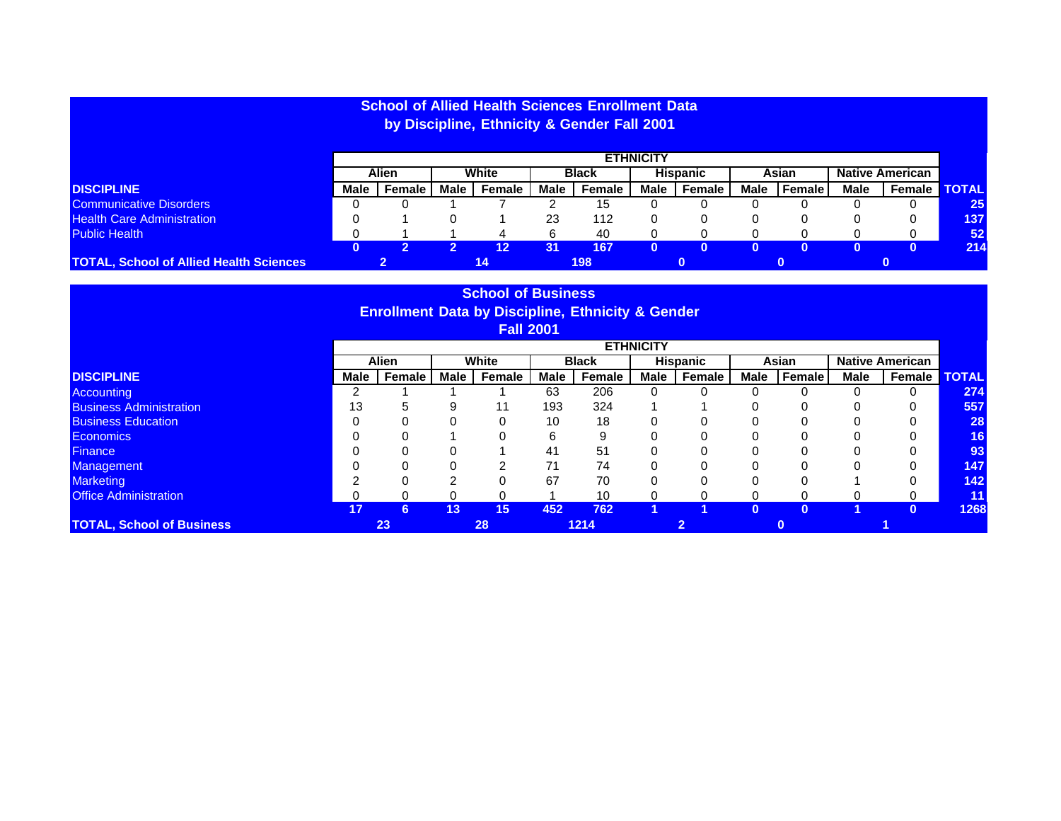## School of Allied Health Sciences Enrollment Data by Discipline, Ethnicity & Gender Fall 2001

| | ETHNICITY | | | | | | | | | | | | |
|---|---|---|---|---|---|---|---|---|---|---|---|---|---|
| | Alien | | White | | Black | | Hispanic | | Asian | | Native American | | |
| DISCIPLINE | Male | Female | Male | Female | Male | Female | Male | Female | Male | Female | Male | Female | TOTAL |
| Communicative Disorders | 0 | 0 | 1 | 7 | 2 | 15 | 0 | 0 | 0 | 0 | 0 | 0 | 25 |
| Health Care Administration | 0 | 1 | 0 | 1 | 23 | 112 | 0 | 0 | 0 | 0 | 0 | 0 | 137 |
| Public Health | 0 | 1 | 1 | 4 | 6 | 40 | 0 | 0 | 0 | 0 | 0 | 0 | 52 |
| | 0 | 2 | 2 | 12 | 31 | 167 | 0 | 0 | 0 | 0 | 0 | 0 | 214 |
| TOTAL, School of Allied Health Sciences | 2 | | 14 | | 198 | | 0 | | 0 | | 0 | | |

## School of Business Enrollment Data by Discipline, Ethnicity & Gender Fall 2001

| | ETHNICITY | | | | | | | | | | | | |
|---|---|---|---|---|---|---|---|---|---|---|---|---|---|
| | Alien | | White | | Black | | Hispanic | | Asian | | Native American | | |
| DISCIPLINE | Male | Female | Male | Female | Male | Female | Male | Female | Male | Female | Male | Female | TOTAL |
| Accounting | 2 | 1 | 1 | 1 | 63 | 206 | 0 | 0 | 0 | 0 | 0 | 0 | 274 |
| Business Administration | 13 | 5 | 9 | 11 | 193 | 324 | 1 | 1 | 0 | 0 | 0 | 0 | 557 |
| Business Education | 0 | 0 | 0 | 0 | 10 | 18 | 0 | 0 | 0 | 0 | 0 | 0 | 28 |
| Economics | 0 | 0 | 1 | 0 | 6 | 9 | 0 | 0 | 0 | 0 | 0 | 0 | 16 |
| Finance | 0 | 0 | 0 | 1 | 41 | 51 | 0 | 0 | 0 | 0 | 0 | 0 | 93 |
| Management | 0 | 0 | 0 | 2 | 71 | 74 | 0 | 0 | 0 | 0 | 0 | 0 | 147 |
| Marketing | 2 | 0 | 2 | 0 | 67 | 70 | 0 | 0 | 0 | 0 | 1 | 0 | 142 |
| Office Administration | 0 | 0 | 0 | 0 | 1 | 10 | 0 | 0 | 0 | 0 | 0 | 0 | 11 |
| | 17 | 6 | 13 | 15 | 452 | 762 | 1 | 1 | 0 | 0 | 1 | 0 | 1268 |
| TOTAL, School of Business | 23 | | 28 | | 1214 | | 2 | | 0 | | 1 | | |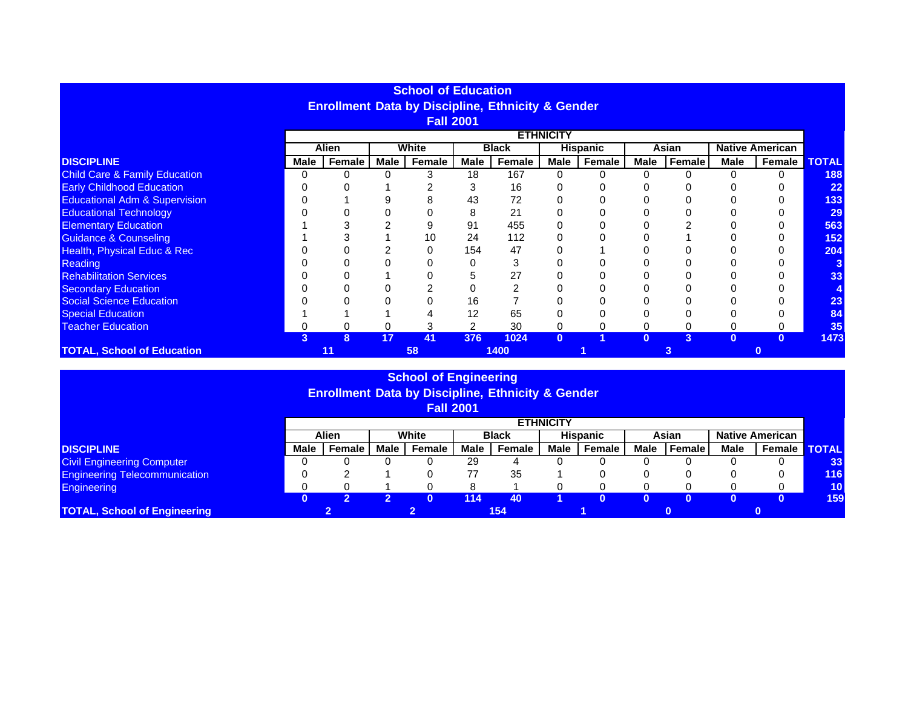## School of Education
### Enrollment Data by Discipline, Ethnicity & Gender
### Fall 2001

| | ETHNICITY | | | | | | | | | | | | |
|---|---|---|---|---|---|---|---|---|---|---|---|---|---|
| | Alien | | White | | Black | | Hispanic | | Asian | | Native American | | |
| DISCIPLINE | Male | Female | Male | Female | Male | Female | Male | Female | Male | Female | Male | Female | TOTAL |
| Child Care & Family Education | 0 | 0 | 0 | 3 | 18 | 167 | 0 | 0 | 0 | 0 | 0 | 0 | 188 |
| Early Childhood Education | 0 | 0 | 1 | 2 | 3 | 16 | 0 | 0 | 0 | 0 | 0 | 0 | 22 |
| Educational Adm & Supervision | 0 | 1 | 9 | 8 | 43 | 72 | 0 | 0 | 0 | 0 | 0 | 0 | 133 |
| Educational Technology | 0 | 0 | 0 | 0 | 8 | 21 | 0 | 0 | 0 | 0 | 0 | 0 | 29 |
| Elementary Education | 1 | 3 | 2 | 9 | 91 | 455 | 0 | 0 | 0 | 2 | 0 | 0 | 563 |
| Guidance & Counseling | 1 | 3 | 1 | 10 | 24 | 112 | 0 | 0 | 0 | 1 | 0 | 0 | 152 |
| Health, Physical Educ & Rec | 0 | 0 | 2 | 0 | 154 | 47 | 0 | 1 | 0 | 0 | 0 | 0 | 204 |
| Reading | 0 | 0 | 0 | 0 | 0 | 3 | 0 | 0 | 0 | 0 | 0 | 0 | 3 |
| Rehabilitation Services | 0 | 0 | 1 | 0 | 5 | 27 | 0 | 0 | 0 | 0 | 0 | 0 | 33 |
| Secondary Education | 0 | 0 | 0 | 2 | 0 | 2 | 0 | 0 | 0 | 0 | 0 | 0 | 4 |
| Social Science Education | 0 | 0 | 0 | 0 | 16 | 7 | 0 | 0 | 0 | 0 | 0 | 0 | 23 |
| Special Education | 1 | 1 | 1 | 4 | 12 | 65 | 0 | 0 | 0 | 0 | 0 | 0 | 84 |
| Teacher Education | 0 | 0 | 0 | 3 | 2 | 30 | 0 | 0 | 0 | 0 | 0 | 0 | 35 |
| | **3** | **8** | **17** | **41** | **376** | **1024** | **0** | **1** | **0** | **3** | **0** | **0** | **1473** |
| **TOTAL, School of Education** | **11** | | **58** | | **1400** | | **1** | | **3** | | **0** | | |

## School of Engineering
### Enrollment Data by Discipline, Ethnicity & Gender
### Fall 2001

| | ETHNICITY | | | | | | | | | | | | |
|---|---|---|---|---|---|---|---|---|---|---|---|---|---|
| | Alien | | White | | Black | | Hispanic | | Asian | | Native American | | |
| DISCIPLINE | Male | Female | Male | Female | Male | Female | Male | Female | Male | Female | Male | Female | TOTAL |
| Civil Engineering Computer | 0 | 0 | 0 | 0 | 29 | 4 | 0 | 0 | 0 | 0 | 0 | 0 | 33 |
| Engineering Telecommunication | 0 | 2 | 1 | 0 | 77 | 35 | 1 | 0 | 0 | 0 | 0 | 0 | 116 |
| Engineering | 0 | 0 | 1 | 0 | 8 | 1 | 0 | 0 | 0 | 0 | 0 | 0 | 10 |
| | **0** | **2** | **2** | **0** | **114** | **40** | **1** | **0** | **0** | **0** | **0** | **0** | **159** |
| **TOTAL, School of Engineering** | **2** | | **2** | | **154** | | **1** | | **0** | | **0** | | |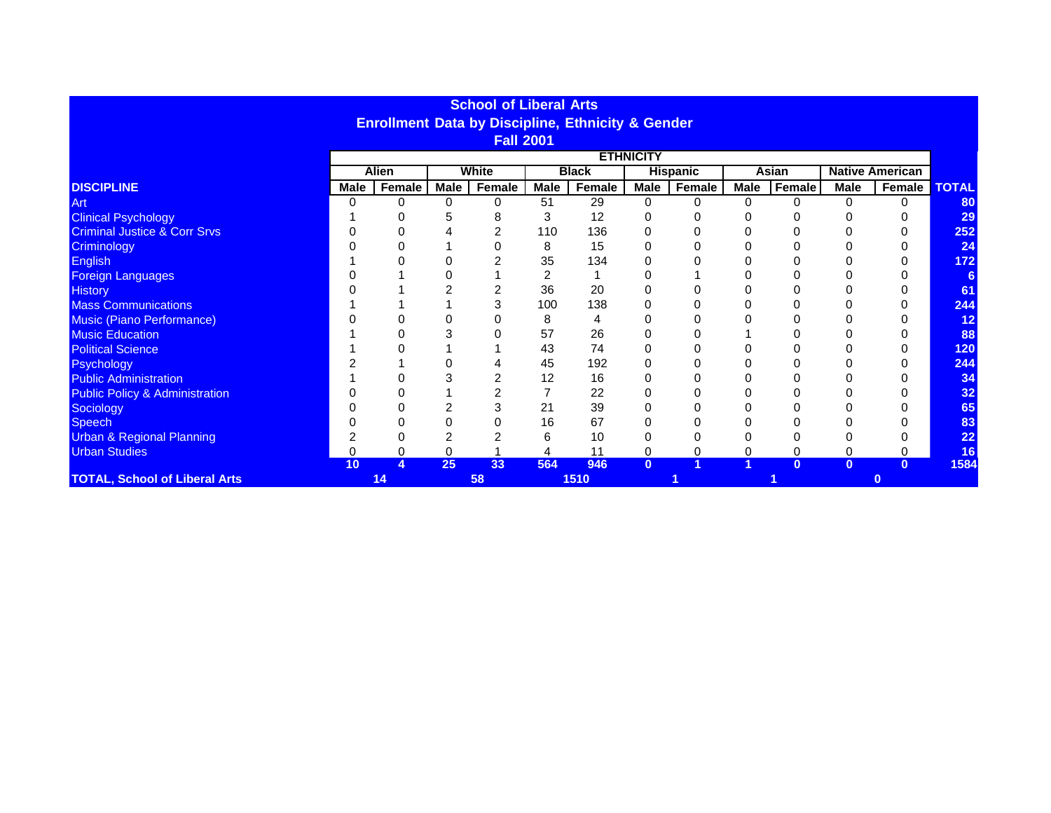# School of Liberal Arts
## Enrollment Data by Discipline, Ethnicity & Gender
### Fall 2001

| | ETHNICITY | | | | | | | | | | | | |
|---|---|---|---|---|---|---|---|---|---|---|---|---|---|
| | Alien | | White | | Black | | Hispanic | | Asian | | Native American | | |
| **DISCIPLINE** | Male | Female | Male | Female | Male | Female | Male | Female | Male | Female | Male | Female | **TOTAL** |
| Art | 0 | 0 | 0 | 0 | 51 | 29 | 0 | 0 | 0 | 0 | 0 | 0 | **80** |
| Clinical Psychology | 1 | 0 | 5 | 8 | 3 | 12 | 0 | 0 | 0 | 0 | 0 | 0 | **29** |
| Criminal Justice & Corr Srvs | 0 | 0 | 4 | 2 | 110 | 136 | 0 | 0 | 0 | 0 | 0 | 0 | **252** |
| Criminology | 0 | 0 | 1 | 0 | 8 | 15 | 0 | 0 | 0 | 0 | 0 | 0 | **24** |
| English | 1 | 0 | 0 | 2 | 35 | 134 | 0 | 0 | 0 | 0 | 0 | 0 | **172** |
| Foreign Languages | 0 | 1 | 0 | 1 | 2 | 1 | 0 | 1 | 0 | 0 | 0 | 0 | **6** |
| History | 0 | 1 | 2 | 2 | 36 | 20 | 0 | 0 | 0 | 0 | 0 | 0 | **61** |
| Mass Communications | 1 | 1 | 1 | 3 | 100 | 138 | 0 | 0 | 0 | 0 | 0 | 0 | **244** |
| Music (Piano Performance) | 0 | 0 | 0 | 0 | 8 | 4 | 0 | 0 | 0 | 0 | 0 | 0 | **12** |
| Music Education | 1 | 0 | 3 | 0 | 57 | 26 | 0 | 0 | 1 | 0 | 0 | 0 | **88** |
| Political Science | 1 | 0 | 1 | 1 | 43 | 74 | 0 | 0 | 0 | 0 | 0 | 0 | **120** |
| Psychology | 2 | 1 | 0 | 4 | 45 | 192 | 0 | 0 | 0 | 0 | 0 | 0 | **244** |
| Public Administration | 1 | 0 | 3 | 2 | 12 | 16 | 0 | 0 | 0 | 0 | 0 | 0 | **34** |
| Public Policy & Administration | 0 | 0 | 1 | 2 | 7 | 22 | 0 | 0 | 0 | 0 | 0 | 0 | **32** |
| Sociology | 0 | 0 | 2 | 3 | 21 | 39 | 0 | 0 | 0 | 0 | 0 | 0 | **65** |
| Speech | 0 | 0 | 0 | 0 | 16 | 67 | 0 | 0 | 0 | 0 | 0 | 0 | **83** |
| Urban & Regional Planning | 2 | 0 | 2 | 2 | 6 | 10 | 0 | 0 | 0 | 0 | 0 | 0 | **22** |
| Urban Studies | 0 | 0 | 0 | 1 | 4 | 11 | 0 | 0 | 0 | 0 | 0 | 0 | **16** |
| | **10** | **4** | **25** | **33** | **564** | **946** | **0** | **1** | **1** | **0** | **0** | **0** | **1584** |
| **TOTAL, School of Liberal Arts** | **14** | | **58** | | **1510** | | **1** | | **1** | | **0** | | |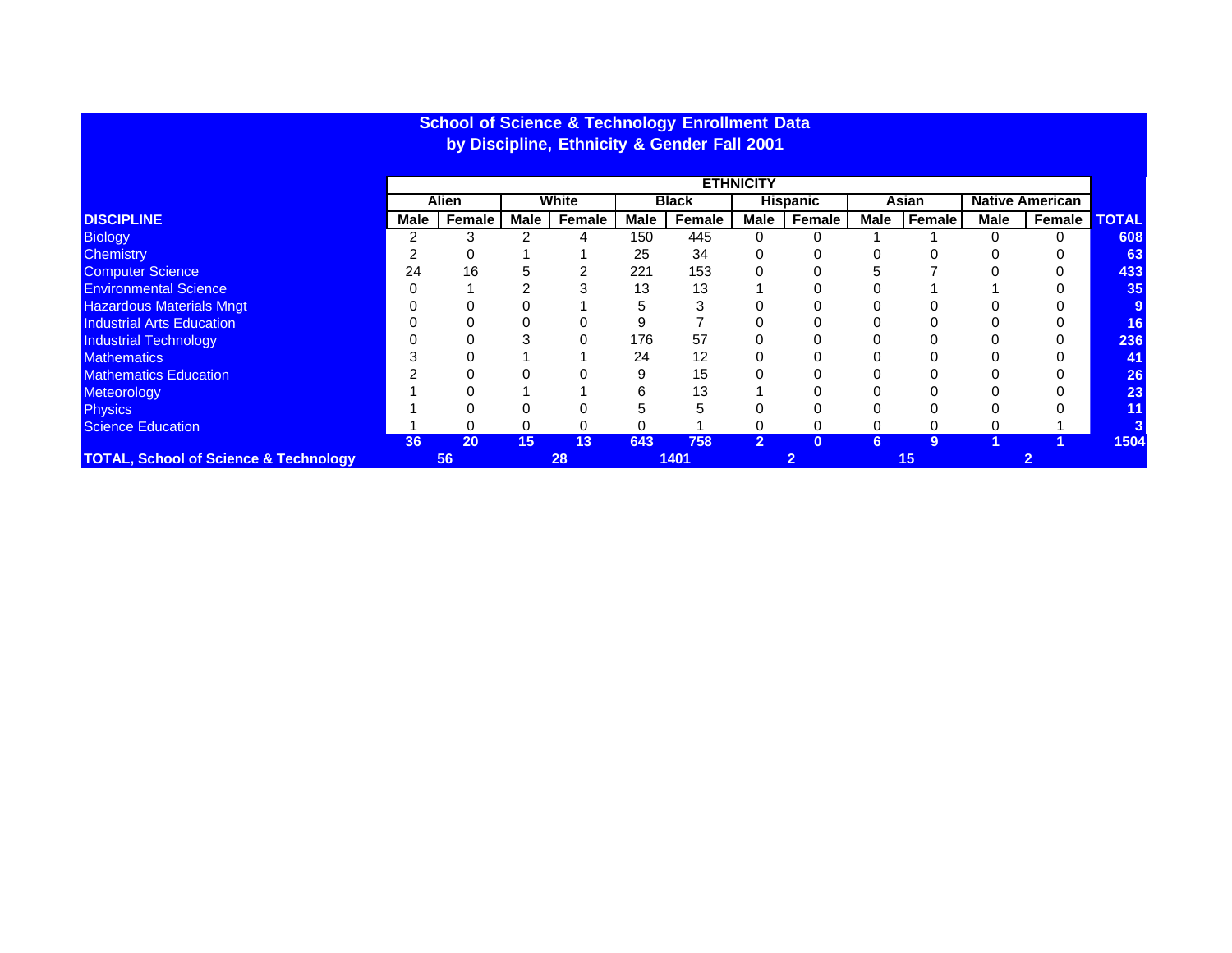## School of Science & Technology Enrollment Data
## by Discipline, Ethnicity & Gender Fall 2001

| | ETHNICITY | | | | | | | | | | | | |
|---|---|---|---|---|---|---|---|---|---|---|---|---|---|
| | Alien | | White | | Black | | Hispanic | | Asian | | Native American | | |
| **DISCIPLINE** | **Male** | **Female** | **Male** | **Female** | **Male** | **Female** | **Male** | **Female** | **Male** | **Female** | **Male** | **Female** | **TOTAL** |
| Biology | 2 | 3 | 2 | 4 | 150 | 445 | 0 | 0 | 1 | 1 | 0 | 0 | **608** |
| Chemistry | 2 | 0 | 1 | 1 | 25 | 34 | 0 | 0 | 0 | 0 | 0 | 0 | **63** |
| Computer Science | 24 | 16 | 5 | 2 | 221 | 153 | 0 | 0 | 5 | 7 | 0 | 0 | **433** |
| Environmental Science | 0 | 1 | 2 | 3 | 13 | 13 | 1 | 0 | 0 | 1 | 1 | 0 | **35** |
| Hazardous Materials Mngt | 0 | 0 | 0 | 1 | 5 | 3 | 0 | 0 | 0 | 0 | 0 | 0 | **9** |
| Industrial Arts Education | 0 | 0 | 0 | 0 | 9 | 7 | 0 | 0 | 0 | 0 | 0 | 0 | **16** |
| Industrial Technology | 0 | 0 | 3 | 0 | 176 | 57 | 0 | 0 | 0 | 0 | 0 | 0 | **236** |
| Mathematics | 3 | 0 | 1 | 1 | 24 | 12 | 0 | 0 | 0 | 0 | 0 | 0 | **41** |
| Mathematics Education | 2 | 0 | 0 | 0 | 9 | 15 | 0 | 0 | 0 | 0 | 0 | 0 | **26** |
| Meteorology | 1 | 0 | 1 | 1 | 6 | 13 | 1 | 0 | 0 | 0 | 0 | 0 | **23** |
| Physics | 1 | 0 | 0 | 0 | 5 | 5 | 0 | 0 | 0 | 0 | 0 | 0 | **11** |
| Science Education | 1 | 0 | 0 | 0 | 0 | 1 | 0 | 0 | 0 | 0 | 0 | 1 | **3** |
| | **36** | **20** | **15** | **13** | **643** | **758** | **2** | **0** | **6** | **9** | **1** | **1** | **1504** |
| **TOTAL, School of Science & Technology** | **56** | | **28** | | **1401** | | **2** | | **15** | | **2** | | |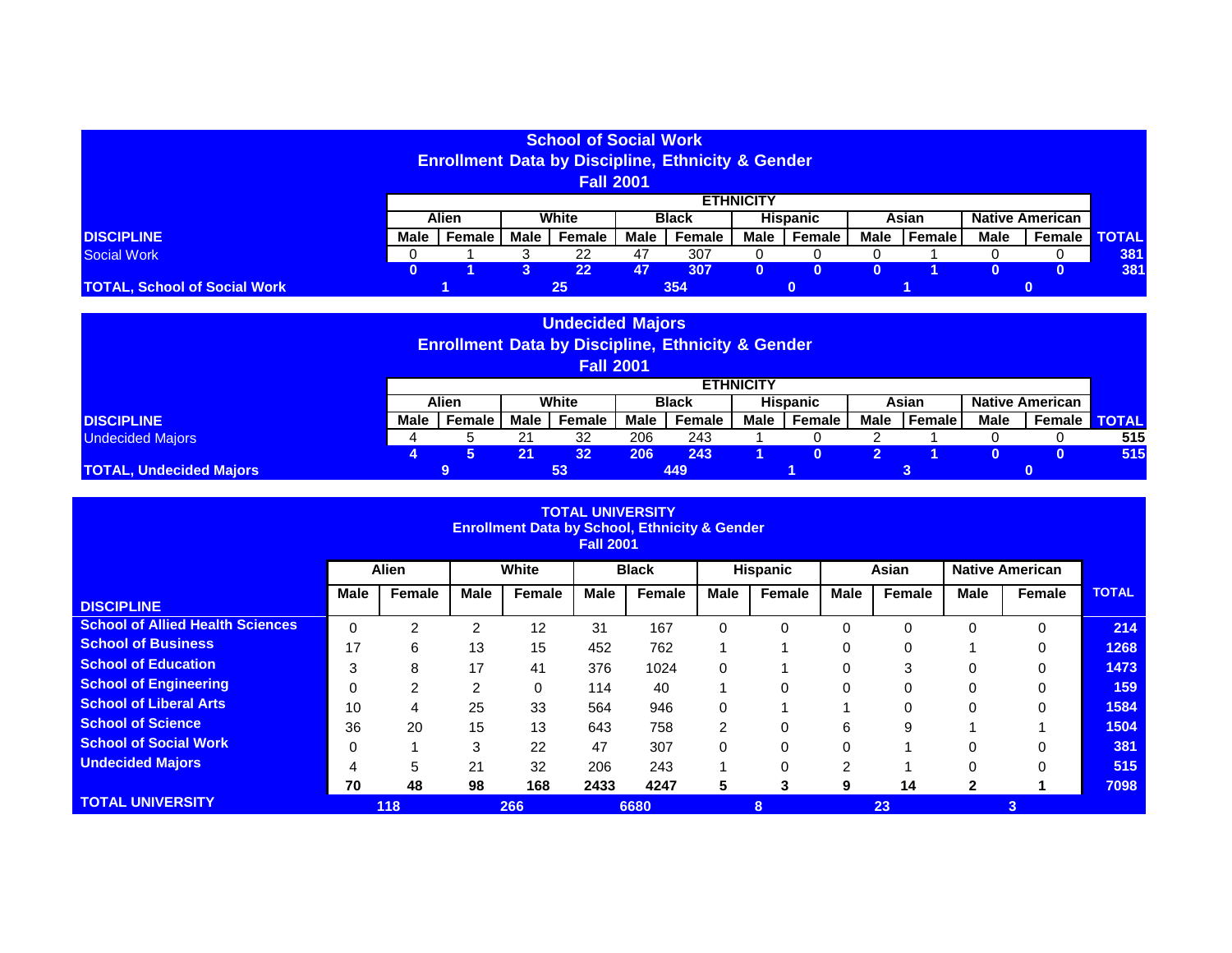## School of Social Work
### Enrollment Data by Discipline, Ethnicity & Gender
### Fall 2001

| | ETHNICITY | | | | | | | | | | | | |
|---|---|---|---|---|---|---|---|---|---|---|---|---|---|
| | Alien | | White | | Black | | Hispanic | | Asian | | Native American | | |
| DISCIPLINE | Male | Female | Male | Female | Male | Female | Male | Female | Male | Female | Male | Female | TOTAL |
| Social Work | 0 | 1 | 3 | 22 | 47 | 307 | 0 | 0 | 0 | 1 | 0 | 0 | 381 |
| | **0** | **1** | **3** | **22** | **47** | **307** | **0** | **0** | **0** | **1** | **0** | **0** | **381** |
| **TOTAL, School of Social Work** | **1** | | **25** | | **354** | | **0** | | **1** | | **0** | | |

## Undecided Majors
### Enrollment Data by Discipline, Ethnicity & Gender
### Fall 2001

| | ETHNICITY | | | | | | | | | | | | |
|---|---|---|---|---|---|---|---|---|---|---|---|---|---|
| | Alien | | White | | Black | | Hispanic | | Asian | | Native American | | |
| DISCIPLINE | Male | Female | Male | Female | Male | Female | Male | Female | Male | Female | Male | Female | TOTAL |
| Undecided Majors | 4 | 5 | 21 | 32 | 206 | 243 | 1 | 0 | 2 | 1 | 0 | 0 | 515 |
| | **4** | **5** | **21** | **32** | **206** | **243** | **1** | **0** | **2** | **1** | **0** | **0** | **515** |
| **TOTAL, Undecided Majors** | **9** | | **53** | | **449** | | **1** | | **3** | | **0** | | |

## TOTAL UNIVERSITY
### Enrollment Data by School, Ethnicity & Gender
### Fall 2001

| | Alien | | White | | Black | | Hispanic | | Asian | | Native American | | |
|---|---|---|---|---|---|---|---|---|---|---|---|---|---|
| DISCIPLINE | Male | Female | Male | Female | Male | Female | Male | Female | Male | Female | Male | Female | TOTAL |
| School of Allied Health Sciences | 0 | 2 | 2 | 12 | 31 | 167 | 0 | 0 | 0 | 0 | 0 | 0 | 214 |
| School of Business | 17 | 6 | 13 | 15 | 452 | 762 | 1 | 1 | 0 | 0 | 1 | 0 | 1268 |
| School of Education | 3 | 8 | 17 | 41 | 376 | 1024 | 0 | 1 | 0 | 3 | 0 | 0 | 1473 |
| School of Engineering | 0 | 2 | 2 | 0 | 114 | 40 | 1 | 0 | 0 | 0 | 0 | 0 | 159 |
| School of Liberal Arts | 10 | 4 | 25 | 33 | 564 | 946 | 0 | 1 | 1 | 0 | 0 | 0 | 1584 |
| School of Science | 36 | 20 | 15 | 13 | 643 | 758 | 2 | 0 | 6 | 9 | 1 | 1 | 1504 |
| School of Social Work | 0 | 1 | 3 | 22 | 47 | 307 | 0 | 0 | 0 | 1 | 0 | 0 | 381 |
| Undecided Majors | 4 | 5 | 21 | 32 | 206 | 243 | 1 | 0 | 2 | 1 | 0 | 0 | 515 |
| | **70** | **48** | **98** | **168** | **2433** | **4247** | **5** | **3** | **9** | **14** | **2** | **1** | **7098** |
| **TOTAL UNIVERSITY** | **118** | | **266** | | **6680** | | **8** | | **23** | | **3** | | |